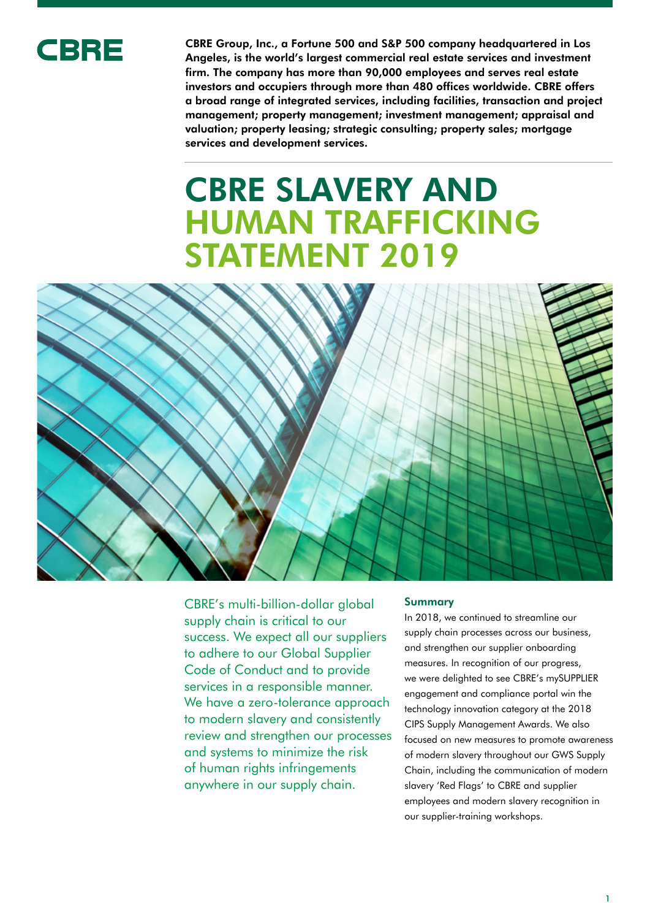CBRE

**CBRE Group, Inc., a Fortune 500 and S&P 500 company headquartered in Los Angeles, is the world's largest commercial real estate services and investment firm. The company has more than 90,000 employees and serves real estate investors and occupiers through more than 480 offices worldwide. CBRE offers a broad range of integrated services, including facilities, transaction and project management; property management; investment management; appraisal and valuation; property leasing; strategic consulting; property sales; mortgage services and development services.**

# CBRE SLAVERY AND HUMAN TRAFFICKING STATEMENT 2019

CBRE's multi-billion-dollar global supply chain is critical to our success. We expect all our suppliers to adhere to our Global Supplier Code of Conduct and to provide services in a responsible manner. We have a zero-tolerance approach to modern slavery and consistently review and strengthen our processes and systems to minimize the risk of human rights infringements anywhere in our supply chain.

### Summary

In 2018, we continued to streamline our supply chain processes across our business, and strengthen our supplier onboarding measures. In recognition of our progress, we were delighted to see CBRE's mySUPPLIER engagement and compliance portal win the technology innovation category at the 2018 CIPS Supply Management Awards. We also focused on new measures to promote awareness of modern slavery throughout our GWS Supply Chain, including the communication of modern slavery 'Red Flags' to CBRE and supplier employees and modern slavery recognition in our supplier-training workshops.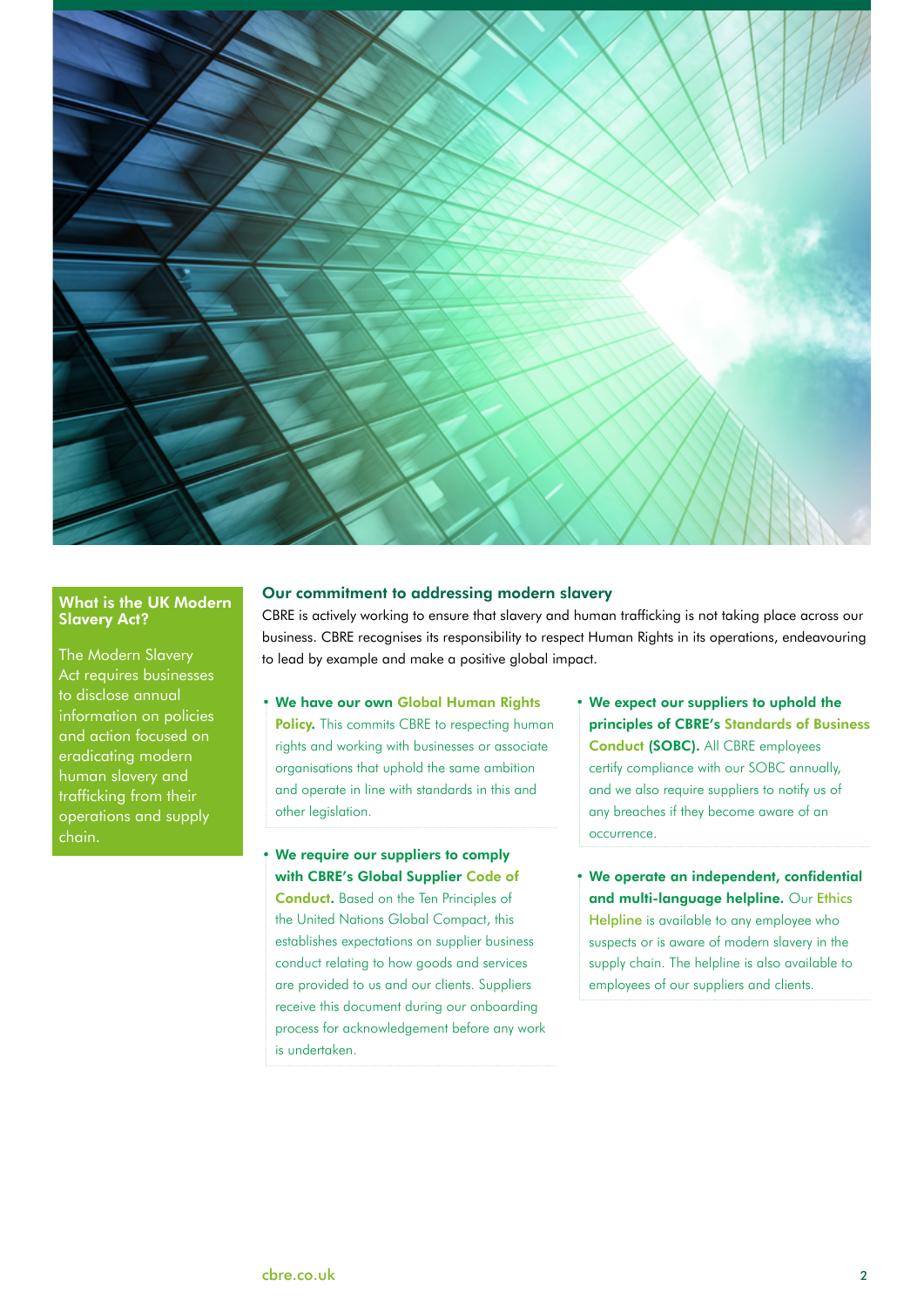## What is the UK Modern Slavery Act?

The Modern Slavery Act requires businesses to disclose annual information on policies and action focused on eradicating modern human slavery and trafficking from their operations and supply chain.

## Our commitment to addressing modern slavery

CBRE is actively working to ensure that slavery and human trafficking is not taking place across our business. CBRE recognises its responsibility to respect Human Rights in its operations, endeavouring to lead by example and make a positive global impact.

- **We have our own Global Human Rights Policy.** This commits CBRE to respecting human rights and working with businesses or associate organisations that uphold the same ambition and operate in line with standards in this and other legislation.
- **We require our suppliers to comply with CBRE's Global Supplier Code of Conduct.** Based on the Ten Principles of the United Nations Global Compact, this establishes expectations on supplier business conduct relating to how goods and services are provided to us and our clients. Suppliers receive this document during our onboarding process for acknowledgement before any work is undertaken.
- **We expect our suppliers to uphold the principles of CBRE's Standards of Business Conduct (SOBC).** All CBRE employees certify compliance with our SOBC annually, and we also require suppliers to notify us of any breaches if they become aware of an occurrence.
- **We operate an independent, confidential and multi-language helpline.** Our Ethics Helpline is available to any employee who suspects or is aware of modern slavery in the supply chain. The helpline is also available to employees of our suppliers and clients.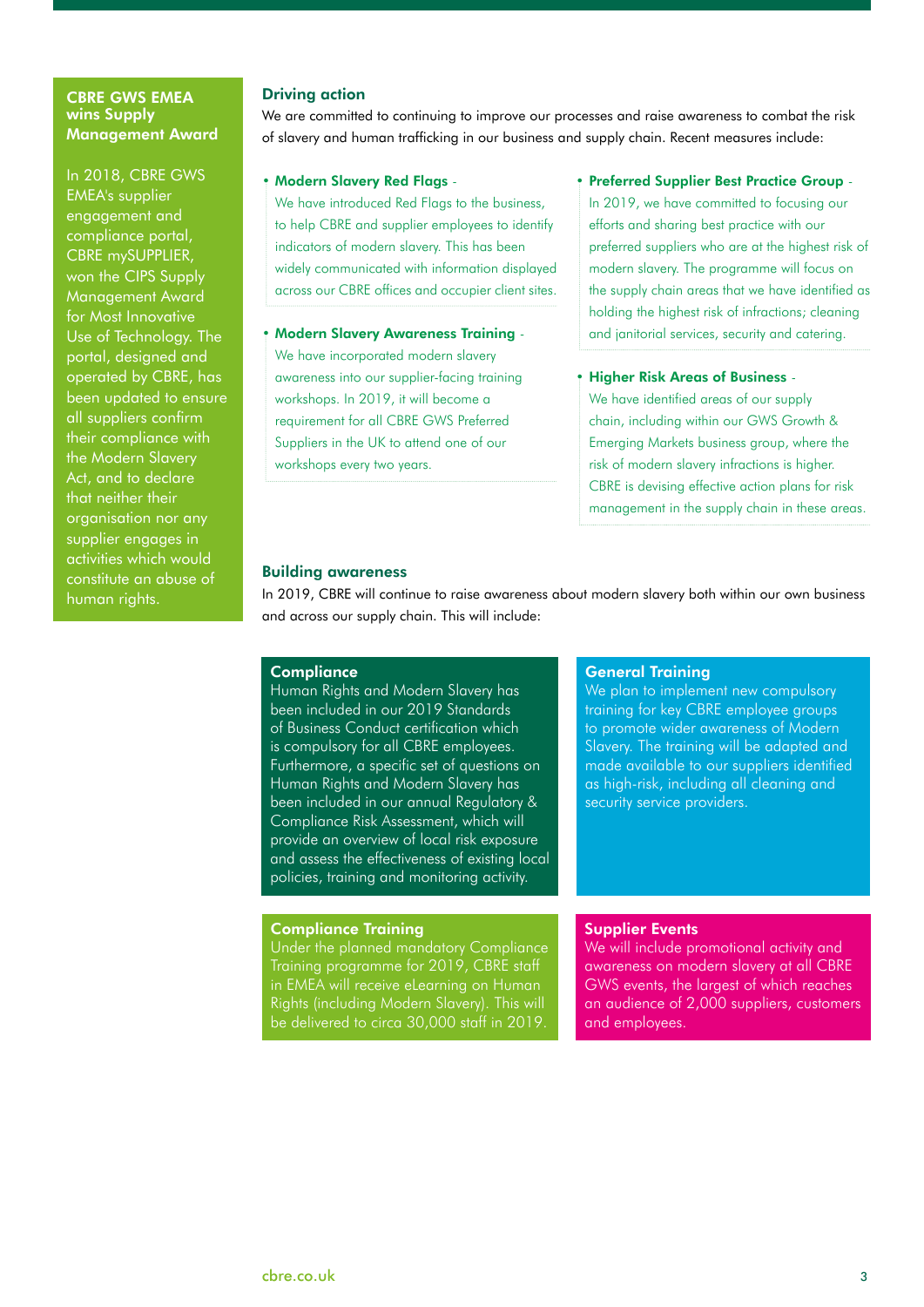## CBRE GWS EMEA wins Supply Management Award

In 2018, CBRE GWS EMEA's supplier engagement and compliance portal, CBRE mySUPPLIER, won the CIPS Supply Management Award for Most Innovative Use of Technology. The portal, designed and operated by CBRE, has been updated to ensure all suppliers confirm their compliance with the Modern Slavery Act, and to declare that neither their organisation nor any supplier engages in activities which would constitute an abuse of human rights.

## Driving action

We are committed to continuing to improve our processes and raise awareness to combat the risk of slavery and human trafficking in our business and supply chain. Recent measures include:

- **Modern Slavery Red Flags** - We have introduced Red Flags to the business, to help CBRE and supplier employees to identify indicators of modern slavery. This has been widely communicated with information displayed across our CBRE offices and occupier client sites.
- **Modern Slavery Awareness Training** - We have incorporated modern slavery awareness into our supplier-facing training workshops. In 2019, it will become a requirement for all CBRE GWS Preferred Suppliers in the UK to attend one of our workshops every two years.
- **Preferred Supplier Best Practice Group** - In 2019, we have committed to focusing our efforts and sharing best practice with our preferred suppliers who are at the highest risk of modern slavery. The programme will focus on the supply chain areas that we have identified as holding the highest risk of infractions; cleaning and janitorial services, security and catering.
- **Higher Risk Areas of Business** - We have identified areas of our supply chain, including within our GWS Growth & Emerging Markets business group, where the risk of modern slavery infractions is higher. CBRE is devising effective action plans for risk management in the supply chain in these areas.

## Building awareness

In 2019, CBRE will continue to raise awareness about modern slavery both within our own business and across our supply chain. This will include:

### Compliance

Human Rights and Modern Slavery has been included in our 2019 Standards of Business Conduct certification which is compulsory for all CBRE employees. Furthermore, a specific set of questions on Human Rights and Modern Slavery has been included in our annual Regulatory & Compliance Risk Assessment, which will provide an overview of local risk exposure and assess the effectiveness of existing local policies, training and monitoring activity.

### General Training

We plan to implement new compulsory training for key CBRE employee groups to promote wider awareness of Modern Slavery. The training will be adapted and made available to our suppliers identified as high-risk, including all cleaning and security service providers.

### Compliance Training

Under the planned mandatory Compliance Training programme for 2019, CBRE staff in EMEA will receive eLearning on Human Rights (including Modern Slavery). This will be delivered to circa 30,000 staff in 2019.

### Supplier Events

We will include promotional activity and awareness on modern slavery at all CBRE GWS events, the largest of which reaches an audience of 2,000 suppliers, customers and employees.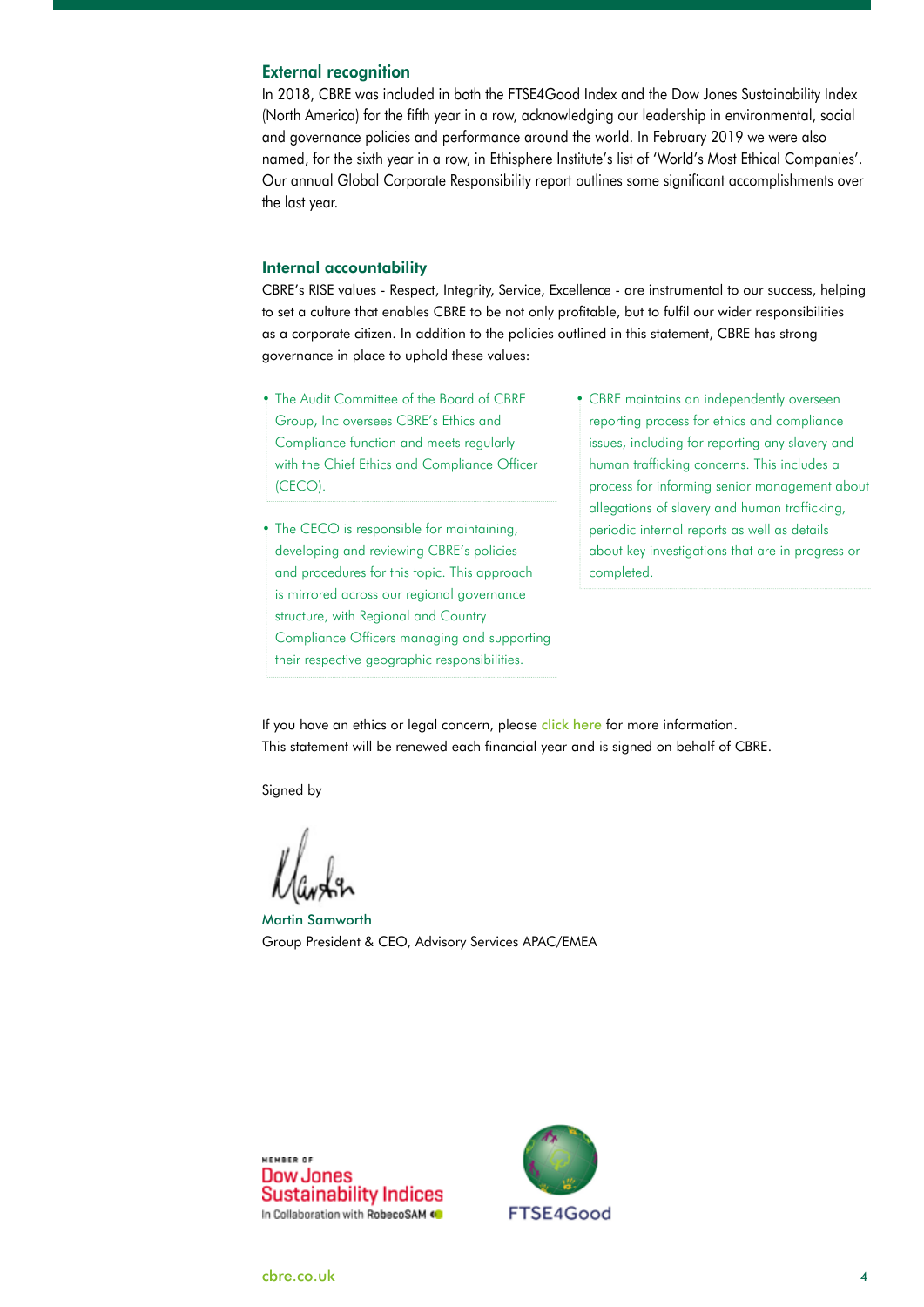## External recognition

In 2018, CBRE was included in both the FTSE4Good Index and the Dow Jones Sustainability Index (North America) for the fifth year in a row, acknowledging our leadership in environmental, social and governance policies and performance around the world. In February 2019 we were also named, for the sixth year in a row, in Ethisphere Institute's list of 'World's Most Ethical Companies'. Our annual Global Corporate Responsibility report outlines some significant accomplishments over the last year.

## Internal accountability

CBRE's RISE values - Respect, Integrity, Service, Excellence - are instrumental to our success, helping to set a culture that enables CBRE to be not only profitable, but to fulfil our wider responsibilities as a corporate citizen. In addition to the policies outlined in this statement, CBRE has strong governance in place to uphold these values:

- The Audit Committee of the Board of CBRE Group, Inc oversees CBRE's Ethics and Compliance function and meets regularly with the Chief Ethics and Compliance Officer (CECO).
- The CECO is responsible for maintaining, developing and reviewing CBRE's policies and procedures for this topic. This approach is mirrored across our regional governance structure, with Regional and Country Compliance Officers managing and supporting their respective geographic responsibilities.
- CBRE maintains an independently overseen reporting process for ethics and compliance issues, including for reporting any slavery and human trafficking concerns. This includes a process for informing senior management about allegations of slavery and human trafficking, periodic internal reports as well as details about key investigations that are in progress or completed.

If you have an ethics or legal concern, please click here for more information.
This statement will be renewed each financial year and is signed on behalf of CBRE.

Signed by

Martin Samworth
Group President & CEO, Advisory Services APAC/EMEA

MEMBER OF
Dow Jones
Sustainability Indices
In Collaboration with RobecoSAM

FTSE4Good

cbre.co.uk